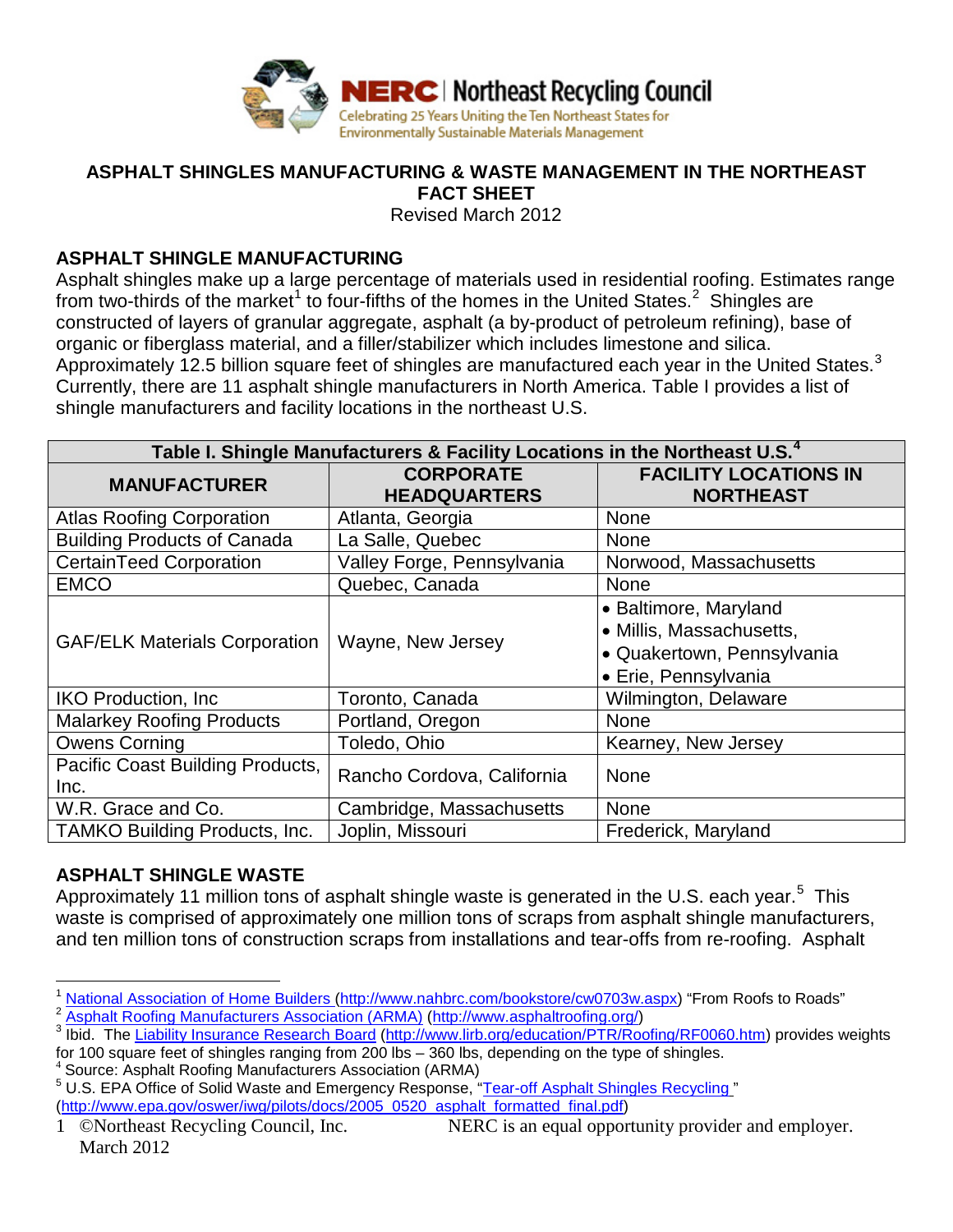NERC | Northeast Recycling Council

Celebrating 25 Years Uniting the Ten Northeast States for Environmentally Sustainable Materials Management

# ASPHALT SHINGLES MANUFACTURING & WASTE MANAGEMENT IN THE NORTHEAST FACT SHEET

Revised March 2012

## ASPHALT SHINGLE MANUFACTURING

Asphalt shingles make up a large percentage of materials used in residential roofing. Estimates range from two-thirds of the market[1] to four-fifths of the homes in the United States.[2] Shingles are constructed of layers of granular aggregate, asphalt (a by-product of petroleum refining), base of organic or fiberglass material, and a filler/stabilizer which includes limestone and silica. Approximately 12.5 billion square feet of shingles are manufactured each year in the United States.[3] Currently, there are 11 asphalt shingle manufacturers in North America. Table I provides a list of shingle manufacturers and facility locations in the northeast U.S.

**Table I. Shingle Manufacturers & Facility Locations in the Northeast U.S.[4]**

| MANUFACTURER | CORPORATE HEADQUARTERS | FACILITY LOCATIONS IN NORTHEAST |
|---|---|---|
| Atlas Roofing Corporation | Atlanta, Georgia | None |
| Building Products of Canada | La Salle, Quebec | None |
| CertainTeed Corporation | Valley Forge, Pennsylvania | Norwood, Massachusetts |
| EMCO | Quebec, Canada | None |
| GAF/ELK Materials Corporation | Wayne, New Jersey | • Baltimore, Maryland<br>• Millis, Massachusetts,<br>• Quakertown, Pennsylvania<br>• Erie, Pennsylvania |
| IKO Production, Inc | Toronto, Canada | Wilmington, Delaware |
| Malarkey Roofing Products | Portland, Oregon | None |
| Owens Corning | Toledo, Ohio | Kearney, New Jersey |
| Pacific Coast Building Products, Inc. | Rancho Cordova, California | None |
| W.R. Grace and Co. | Cambridge, Massachusetts | None |
| TAMKO Building Products, Inc. | Joplin, Missouri | Frederick, Maryland |

## ASPHALT SHINGLE WASTE

Approximately 11 million tons of asphalt shingle waste is generated in the U.S. each year.[5] This waste is comprised of approximately one million tons of scraps from asphalt shingle manufacturers, and ten million tons of construction scraps from installations and tear-offs from re-roofing. Asphalt

---

[1] National Association of Home Builders (http://www.nahbrc.com/bookstore/cw0703w.aspx) "From Roofs to Roads"

[2] Asphalt Roofing Manufacturers Association (ARMA) (http://www.asphaltroofing.org/)

[3] Ibid. The Liability Insurance Research Board (http://www.lirb.org/education/PTR/Roofing/RF0060.htm) provides weights for 100 square feet of shingles ranging from 200 lbs – 360 lbs, depending on the type of shingles.

[4] Source: Asphalt Roofing Manufacturers Association (ARMA)

[5] U.S. EPA Office of Solid Waste and Emergency Response, "Tear-off Asphalt Shingles Recycling" (http://www.epa.gov/oswer/iwg/pilots/docs/2005_0520_asphalt_formatted_final.pdf)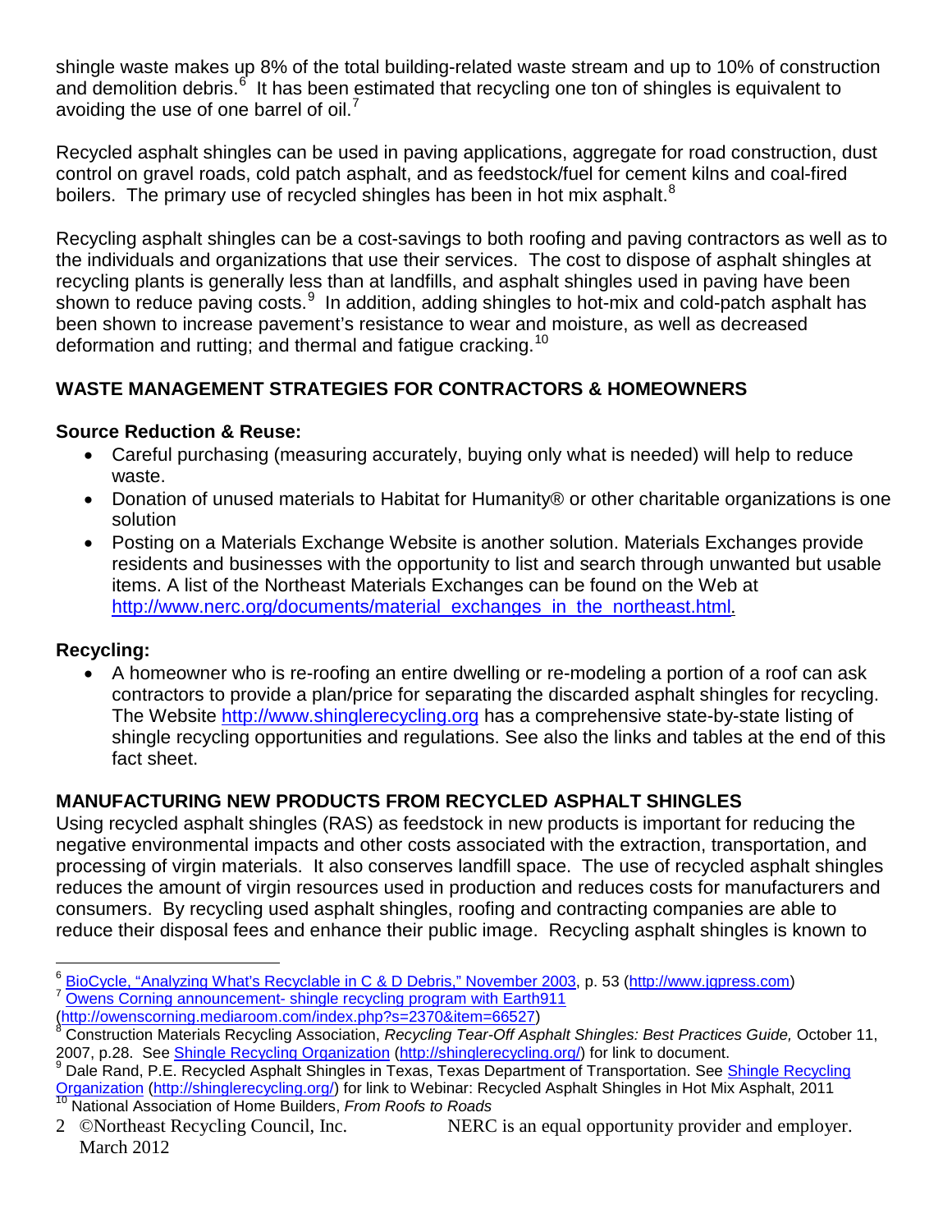shingle waste makes up 8% of the total building-related waste stream and up to 10% of construction and demolition debris.[6] It has been estimated that recycling one ton of shingles is equivalent to avoiding the use of one barrel of oil.[7]

Recycled asphalt shingles can be used in paving applications, aggregate for road construction, dust control on gravel roads, cold patch asphalt, and as feedstock/fuel for cement kilns and coal-fired boilers. The primary use of recycled shingles has been in hot mix asphalt.[8]

Recycling asphalt shingles can be a cost-savings to both roofing and paving contractors as well as to the individuals and organizations that use their services. The cost to dispose of asphalt shingles at recycling plants is generally less than at landfills, and asphalt shingles used in paving have been shown to reduce paving costs.[9] In addition, adding shingles to hot-mix and cold-patch asphalt has been shown to increase pavement's resistance to wear and moisture, as well as decreased deformation and rutting; and thermal and fatigue cracking.[10]

## WASTE MANAGEMENT STRATEGIES FOR CONTRACTORS & HOMEOWNERS

### Source Reduction & Reuse:

- Careful purchasing (measuring accurately, buying only what is needed) will help to reduce waste.
- Donation of unused materials to Habitat for Humanity® or other charitable organizations is one solution
- Posting on a Materials Exchange Website is another solution. Materials Exchanges provide residents and businesses with the opportunity to list and search through unwanted but usable items. A list of the Northeast Materials Exchanges can be found on the Web at http://www.nerc.org/documents/material_exchanges_in_the_northeast.html.

### Recycling:

- A homeowner who is re-roofing an entire dwelling or re-modeling a portion of a roof can ask contractors to provide a plan/price for separating the discarded asphalt shingles for recycling. The Website http://www.shinglerecycling.org has a comprehensive state-by-state listing of shingle recycling opportunities and regulations. See also the links and tables at the end of this fact sheet.

## MANUFACTURING NEW PRODUCTS FROM RECYCLED ASPHALT SHINGLES

Using recycled asphalt shingles (RAS) as feedstock in new products is important for reducing the negative environmental impacts and other costs associated with the extraction, transportation, and processing of virgin materials. It also conserves landfill space. The use of recycled asphalt shingles reduces the amount of virgin resources used in production and reduces costs for manufacturers and consumers. By recycling used asphalt shingles, roofing and contracting companies are able to reduce their disposal fees and enhance their public image. Recycling asphalt shingles is known to

---

[6] BioCycle, "Analyzing What's Recyclable in C & D Debris," November 2003, p. 53 (http://www.jgpress.com)

[7] Owens Corning announcement- shingle recycling program with Earth911 (http://owenscorning.mediaroom.com/index.php?s=2370&item=66527)

[8] Construction Materials Recycling Association, *Recycling Tear-Off Asphalt Shingles: Best Practices Guide,* October 11, 2007, p.28. See Shingle Recycling Organization (http://shinglerecycling.org/) for link to document.

[9] Dale Rand, P.E. Recycled Asphalt Shingles in Texas, Texas Department of Transportation. See Shingle Recycling Organization (http://shinglerecycling.org/) for link to Webinar: Recycled Asphalt Shingles in Hot Mix Asphalt, 2011

[10] National Association of Home Builders, *From Roofs to Roads*

©Northeast Recycling Council, Inc. March 2012 — NERC is an equal opportunity provider and employer.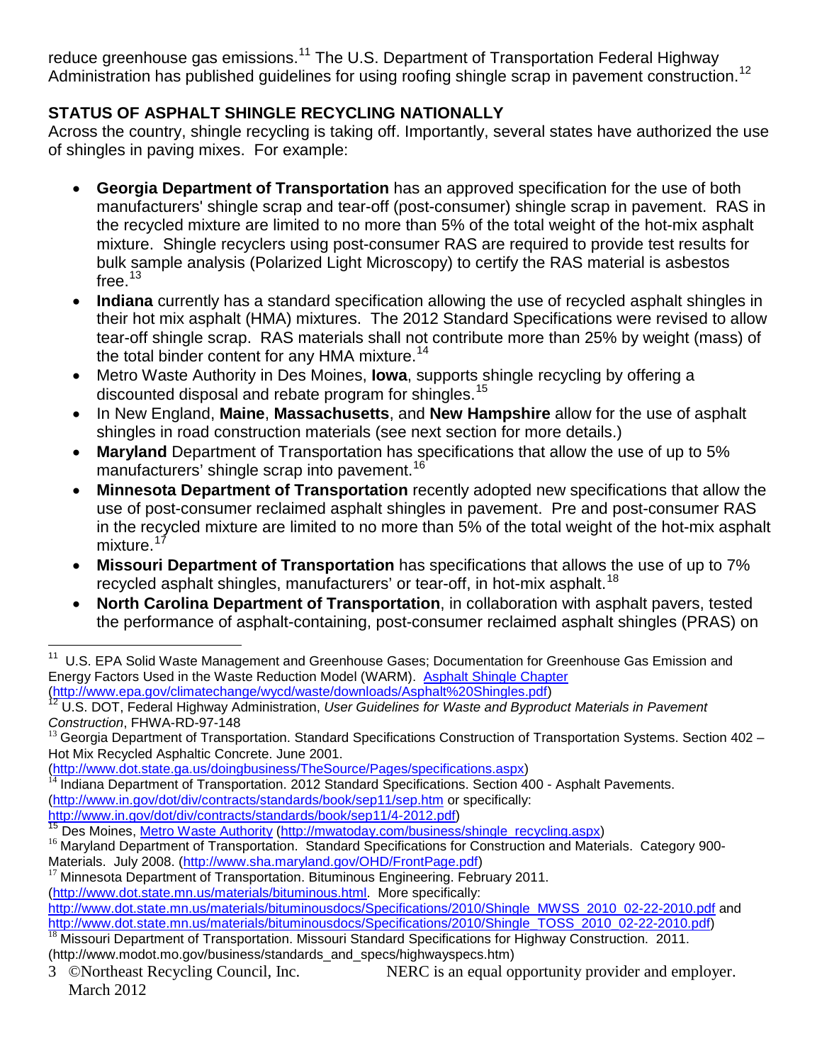reduce greenhouse gas emissions.[11] The U.S. Department of Transportation Federal Highway Administration has published guidelines for using roofing shingle scrap in pavement construction.[12]

## STATUS OF ASPHALT SHINGLE RECYCLING NATIONALLY

Across the country, shingle recycling is taking off. Importantly, several states have authorized the use of shingles in paving mixes. For example:

- **Georgia Department of Transportation** has an approved specification for the use of both manufacturers' shingle scrap and tear-off (post-consumer) shingle scrap in pavement. RAS in the recycled mixture are limited to no more than 5% of the total weight of the hot-mix asphalt mixture. Shingle recyclers using post-consumer RAS are required to provide test results for bulk sample analysis (Polarized Light Microscopy) to certify the RAS material is asbestos free.[13]
- **Indiana** currently has a standard specification allowing the use of recycled asphalt shingles in their hot mix asphalt (HMA) mixtures. The 2012 Standard Specifications were revised to allow tear-off shingle scrap. RAS materials shall not contribute more than 25% by weight (mass) of the total binder content for any HMA mixture.[14]
- Metro Waste Authority in Des Moines, **Iowa**, supports shingle recycling by offering a discounted disposal and rebate program for shingles.[15]
- In New England, **Maine**, **Massachusetts**, and **New Hampshire** allow for the use of asphalt shingles in road construction materials (see next section for more details.)
- **Maryland** Department of Transportation has specifications that allow the use of up to 5% manufacturers' shingle scrap into pavement.[16]
- **Minnesota Department of Transportation** recently adopted new specifications that allow the use of post-consumer reclaimed asphalt shingles in pavement. Pre and post-consumer RAS in the recycled mixture are limited to no more than 5% of the total weight of the hot-mix asphalt mixture.[17]
- **Missouri Department of Transportation** has specifications that allows the use of up to 7% recycled asphalt shingles, manufacturers' or tear-off, in hot-mix asphalt.[18]
- **North Carolina Department of Transportation**, in collaboration with asphalt pavers, tested the performance of asphalt-containing, post-consumer reclaimed asphalt shingles (PRAS) on

---

[11] U.S. EPA Solid Waste Management and Greenhouse Gases; Documentation for Greenhouse Gas Emission and Energy Factors Used in the Waste Reduction Model (WARM). Asphalt Shingle Chapter (http://www.epa.gov/climatechange/wycd/waste/downloads/Asphalt%20Shingles.pdf)

[12] U.S. DOT, Federal Highway Administration, *User Guidelines for Waste and Byproduct Materials in Pavement Construction*, FHWA-RD-97-148

[13] Georgia Department of Transportation. Standard Specifications Construction of Transportation Systems. Section 402 – Hot Mix Recycled Asphaltic Concrete. June 2001. (http://www.dot.state.ga.us/doingbusiness/TheSource/Pages/specifications.aspx)

[14] Indiana Department of Transportation. 2012 Standard Specifications. Section 400 - Asphalt Pavements. (http://www.in.gov/dot/div/contracts/standards/book/sep11/sep.htm or specifically: http://www.in.gov/dot/div/contracts/standards/book/sep11/4-2012.pdf)

[15] Des Moines, Metro Waste Authority (http://mwatoday.com/business/shingle_recycling.aspx)

[16] Maryland Department of Transportation. Standard Specifications for Construction and Materials. Category 900-Materials. July 2008. (http://www.sha.maryland.gov/OHD/FrontPage.pdf)

[17] Minnesota Department of Transportation. Bituminous Engineering. February 2011. (http://www.dot.state.mn.us/materials/bituminous.html. More specifically: http://www.dot.state.mn.us/materials/bituminousdocs/Specifications/2010/Shingle_MWSS_2010_02-22-2010.pdf and http://www.dot.state.mn.us/materials/bituminousdocs/Specifications/2010/Shingle_TOSS_2010_02-22-2010.pdf)

[18] Missouri Department of Transportation. Missouri Standard Specifications for Highway Construction. 2011. (http://www.modot.mo.gov/business/standards_and_specs/highwayspecs.htm)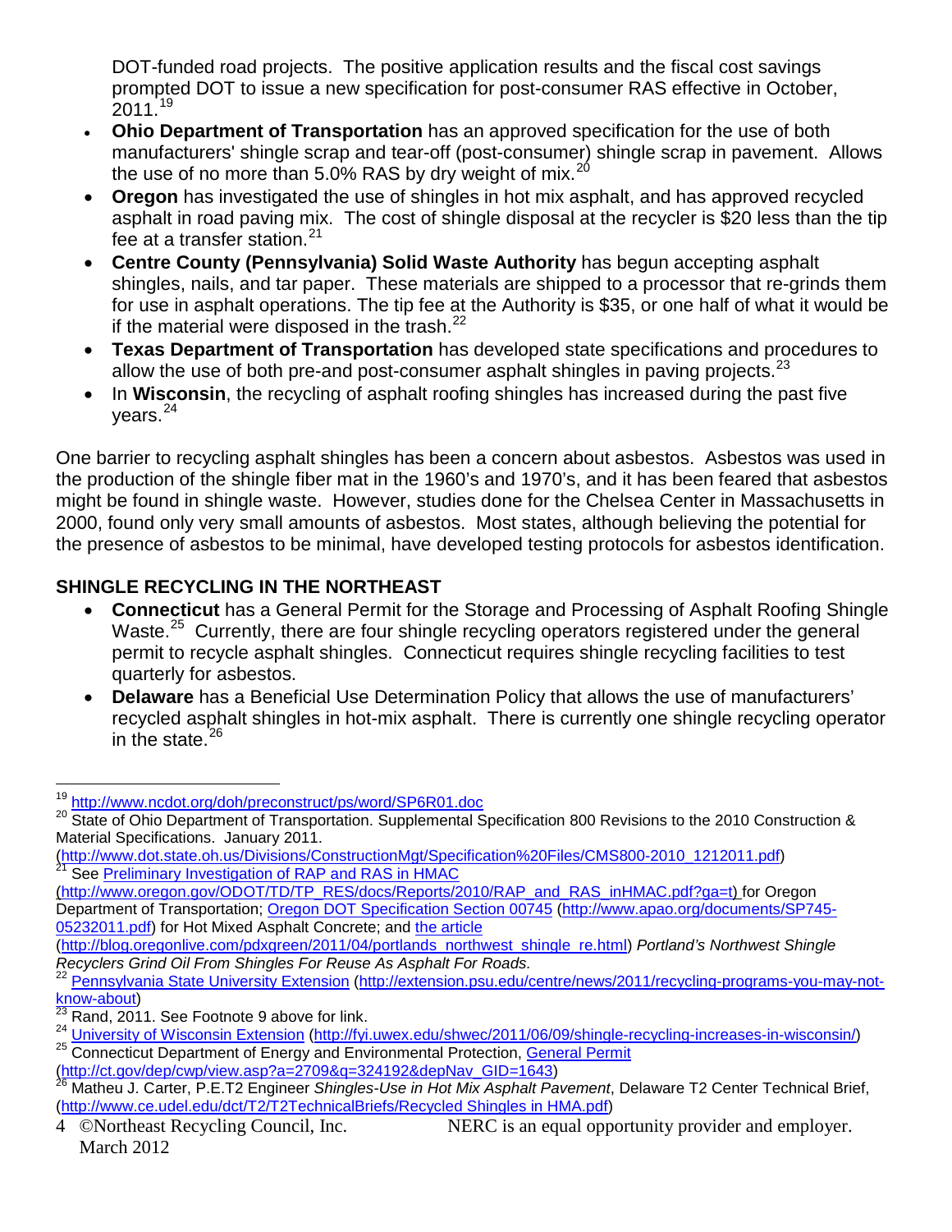DOT-funded road projects. The positive application results and the fiscal cost savings prompted DOT to issue a new specification for post-consumer RAS effective in October, 2011.[19]

- **Ohio Department of Transportation** has an approved specification for the use of both manufacturers' shingle scrap and tear-off (post-consumer) shingle scrap in pavement. Allows the use of no more than 5.0% RAS by dry weight of mix.[20]
- **Oregon** has investigated the use of shingles in hot mix asphalt, and has approved recycled asphalt in road paving mix. The cost of shingle disposal at the recycler is $20 less than the tip fee at a transfer station.[21]
- **Centre County (Pennsylvania) Solid Waste Authority** has begun accepting asphalt shingles, nails, and tar paper. These materials are shipped to a processor that re-grinds them for use in asphalt operations. The tip fee at the Authority is $35, or one half of what it would be if the material were disposed in the trash.[22]
- **Texas Department of Transportation** has developed state specifications and procedures to allow the use of both pre-and post-consumer asphalt shingles in paving projects.[23]
- In **Wisconsin**, the recycling of asphalt roofing shingles has increased during the past five years.[24]

One barrier to recycling asphalt shingles has been a concern about asbestos. Asbestos was used in the production of the shingle fiber mat in the 1960's and 1970's, and it has been feared that asbestos might be found in shingle waste. However, studies done for the Chelsea Center in Massachusetts in 2000, found only very small amounts of asbestos. Most states, although believing the potential for the presence of asbestos to be minimal, have developed testing protocols for asbestos identification.

## SHINGLE RECYCLING IN THE NORTHEAST

- **Connecticut** has a General Permit for the Storage and Processing of Asphalt Roofing Shingle Waste.[25] Currently, there are four shingle recycling operators registered under the general permit to recycle asphalt shingles. Connecticut requires shingle recycling facilities to test quarterly for asbestos.
- **Delaware** has a Beneficial Use Determination Policy that allows the use of manufacturers' recycled asphalt shingles in hot-mix asphalt. There is currently one shingle recycling operator in the state.[26]

---

[19] http://www.ncdot.org/doh/preconstruct/ps/word/SP6R01.doc

[20] State of Ohio Department of Transportation. Supplemental Specification 800 Revisions to the 2010 Construction & Material Specifications. January 2011. (http://www.dot.state.oh.us/Divisions/ConstructionMgt/Specification%20Files/CMS800-2010_1212011.pdf)

[21] See Preliminary Investigation of RAP and RAS in HMAC (http://www.oregon.gov/ODOT/TD/TP_RES/docs/Reports/2010/RAP_and_RAS_inHMAC.pdf?ga=t) for Oregon Department of Transportation; Oregon DOT Specification Section 00745 (http://www.apao.org/documents/SP745-05232011.pdf) for Hot Mixed Asphalt Concrete; and the article (http://blog.oregonlive.com/pdxgreen/2011/04/portlands_northwest_shingle_re.html) *Portland's Northwest Shingle Recyclers Grind Oil From Shingles For Reuse As Asphalt For Roads.*

[22] Pennsylvania State University Extension (http://extension.psu.edu/centre/news/2011/recycling-programs-you-may-not-know-about)

[23] Rand, 2011. See Footnote 9 above for link.

[24] University of Wisconsin Extension (http://fyi.uwex.edu/shwec/2011/06/09/shingle-recycling-increases-in-wisconsin/)

[25] Connecticut Department of Energy and Environmental Protection, General Permit (http://ct.gov/dep/cwp/view.asp?a=2709&q=324192&depNav_GID=1643)

[26] Matheu J. Carter, P.E.T2 Engineer *Shingles-Use in Hot Mix Asphalt Pavement*, Delaware T2 Center Technical Brief, (http://www.ce.udel.edu/dct/T2/T2TechnicalBriefs/Recycled Shingles in HMA.pdf)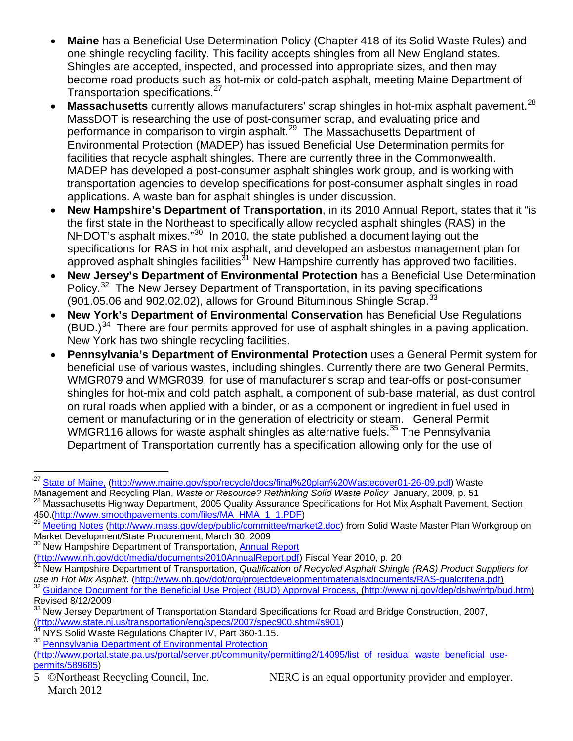- **Maine** has a Beneficial Use Determination Policy (Chapter 418 of its Solid Waste Rules) and one shingle recycling facility. This facility accepts shingles from all New England states. Shingles are accepted, inspected, and processed into appropriate sizes, and then may become road products such as hot-mix or cold-patch asphalt, meeting Maine Department of Transportation specifications.[27]
- **Massachusetts** currently allows manufacturers' scrap shingles in hot-mix asphalt pavement.[28] MassDOT is researching the use of post-consumer scrap, and evaluating price and performance in comparison to virgin asphalt.[29] The Massachusetts Department of Environmental Protection (MADEP) has issued Beneficial Use Determination permits for facilities that recycle asphalt shingles. There are currently three in the Commonwealth. MADEP has developed a post-consumer asphalt shingles work group, and is working with transportation agencies to develop specifications for post-consumer asphalt singles in road applications. A waste ban for asphalt shingles is under discussion.
- **New Hampshire's Department of Transportation**, in its 2010 Annual Report, states that it "is the first state in the Northeast to specifically allow recycled asphalt shingles (RAS) in the NHDOT's asphalt mixes."[30] In 2010, the state published a document laying out the specifications for RAS in hot mix asphalt, and developed an asbestos management plan for approved asphalt shingles facilities[31] New Hampshire currently has approved two facilities.
- **New Jersey's Department of Environmental Protection** has a Beneficial Use Determination Policy.[32] The New Jersey Department of Transportation, in its paving specifications (901.05.06 and 902.02.02), allows for Ground Bituminous Shingle Scrap.[33]
- **New York's Department of Environmental Conservation** has Beneficial Use Regulations (BUD.)[34] There are four permits approved for use of asphalt shingles in a paving application. New York has two shingle recycling facilities.
- **Pennsylvania's Department of Environmental Protection** uses a General Permit system for beneficial use of various wastes, including shingles. Currently there are two General Permits, WMGR079 and WMGR039, for use of manufacturer's scrap and tear-offs or post-consumer shingles for hot-mix and cold patch asphalt, a component of sub-base material, as dust control on rural roads when applied with a binder, or as a component or ingredient in fuel used in cement or manufacturing or in the generation of electricity or steam. General Permit WMGR116 allows for waste asphalt shingles as alternative fuels.[35] The Pennsylvania Department of Transportation currently has a specification allowing only for the use of

---

[27] State of Maine, (http://www.maine.gov/spo/recycle/docs/final%20plan%20Wastecover01-26-09.pdf) Waste Management and Recycling Plan, *Waste or Resource? Rethinking Solid Waste Policy* January, 2009, p. 51

[28] Massachusetts Highway Department, 2005 Quality Assurance Specifications for Hot Mix Asphalt Pavement, Section 450.(http://www.smoothpavements.com/files/MA_HMA_1_1.PDF)

[29] Meeting Notes (http://www.mass.gov/dep/public/committee/market2.doc) from Solid Waste Master Plan Workgroup on Market Development/State Procurement, March 30, 2009

[30] New Hampshire Department of Transportation, Annual Report (http://www.nh.gov/dot/media/documents/2010AnnualReport.pdf) Fiscal Year 2010, p. 20

[31] New Hampshire Department of Transportation, *Qualification of Recycled Asphalt Shingle (RAS) Product Suppliers for use in Hot Mix Asphalt*. (http://www.nh.gov/dot/org/projectdevelopment/materials/documents/RAS-qualcriteria.pdf)

[32] Guidance Document for the Beneficial Use Project (BUD) Approval Process, (http://www.nj.gov/dep/dshw/rrtp/bud.htm) Revised 8/12/2009

[33] New Jersey Department of Transportation Standard Specifications for Road and Bridge Construction, 2007, (http://www.state.nj.us/transportation/eng/specs/2007/spec900.shtm#s901)

[34] NYS Solid Waste Regulations Chapter IV, Part 360-1.15.

[35] Pennsylvania Department of Environmental Protection (http://www.portal.state.pa.us/portal/server.pt/community/permitting2/14095/list_of_residual_waste_beneficial_use-permits/589685)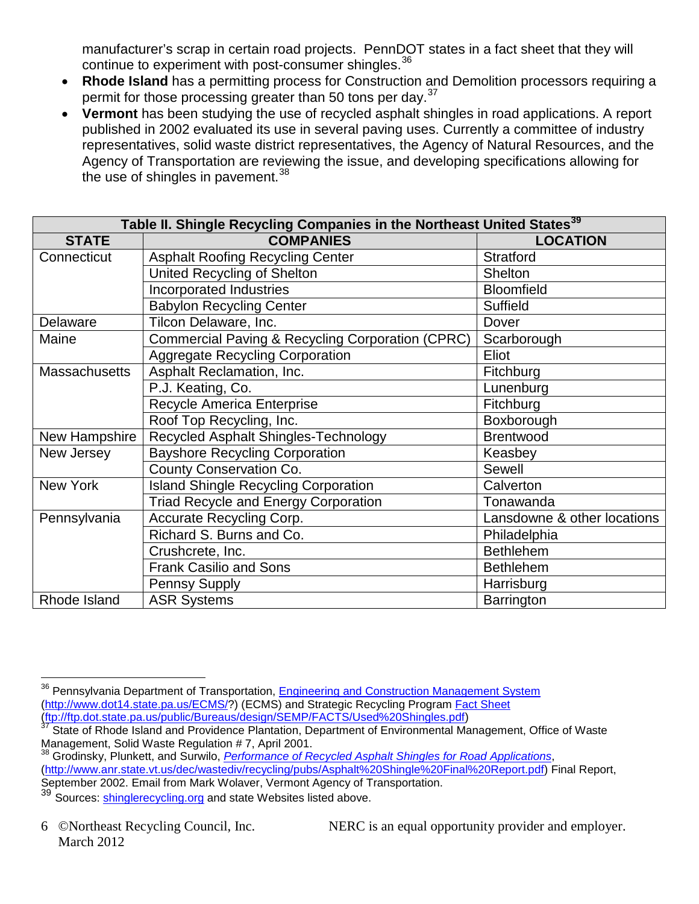manufacturer's scrap in certain road projects. PennDOT states in a fact sheet that they will continue to experiment with post-consumer shingles.[36]

- **Rhode Island** has a permitting process for Construction and Demolition processors requiring a permit for those processing greater than 50 tons per day.[37]
- **Vermont** has been studying the use of recycled asphalt shingles in road applications. A report published in 2002 evaluated its use in several paving uses. Currently a committee of industry representatives, solid waste district representatives, the Agency of Natural Resources, and the Agency of Transportation are reviewing the issue, and developing specifications allowing for the use of shingles in pavement.[38]

**Table II. Shingle Recycling Companies in the Northeast United States[39]**

| STATE | COMPANIES | LOCATION |
|---|---|---|
| Connecticut | Asphalt Roofing Recycling Center | Stratford |
| | United Recycling of Shelton | Shelton |
| | Incorporated Industries | Bloomfield |
| | Babylon Recycling Center | Suffield |
| Delaware | Tilcon Delaware, Inc. | Dover |
| Maine | Commercial Paving & Recycling Corporation (CPRC) | Scarborough |
| | Aggregate Recycling Corporation | Eliot |
| Massachusetts | Asphalt Reclamation, Inc. | Fitchburg |
| | P.J. Keating, Co. | Lunenburg |
| | Recycle America Enterprise | Fitchburg |
| | Roof Top Recycling, Inc. | Boxborough |
| New Hampshire | Recycled Asphalt Shingles-Technology | Brentwood |
| New Jersey | Bayshore Recycling Corporation | Keasbey |
| | County Conservation Co. | Sewell |
| New York | Island Shingle Recycling Corporation | Calverton |
| | Triad Recycle and Energy Corporation | Tonawanda |
| Pennsylvania | Accurate Recycling Corp. | Lansdowne & other locations |
| | Richard S. Burns and Co. | Philadelphia |
| | Crushcrete, Inc. | Bethlehem |
| | Frank Casilio and Sons | Bethlehem |
| | Pennsy Supply | Harrisburg |
| Rhode Island | ASR Systems | Barrington |

---

[36] Pennsylvania Department of Transportation, Engineering and Construction Management System (http://www.dot14.state.pa.us/ECMS/?) (ECMS) and Strategic Recycling Program Fact Sheet (ftp://ftp.dot.state.pa.us/public/Bureaus/design/SEMP/FACTS/Used%20Shingles.pdf)

[37] State of Rhode Island and Providence Plantation, Department of Environmental Management, Office of Waste Management, Solid Waste Regulation # 7, April 2001.

[38] Grodinsky, Plunkett, and Surwilo, *Performance of Recycled Asphalt Shingles for Road Applications*, (http://www.anr.state.vt.us/dec/wastediv/recycling/pubs/Asphalt%20Shingle%20Final%20Report.pdf) Final Report, September 2002. Email from Mark Wolaver, Vermont Agency of Transportation.

[39] Sources: shinglerecycling.org and state Websites listed above.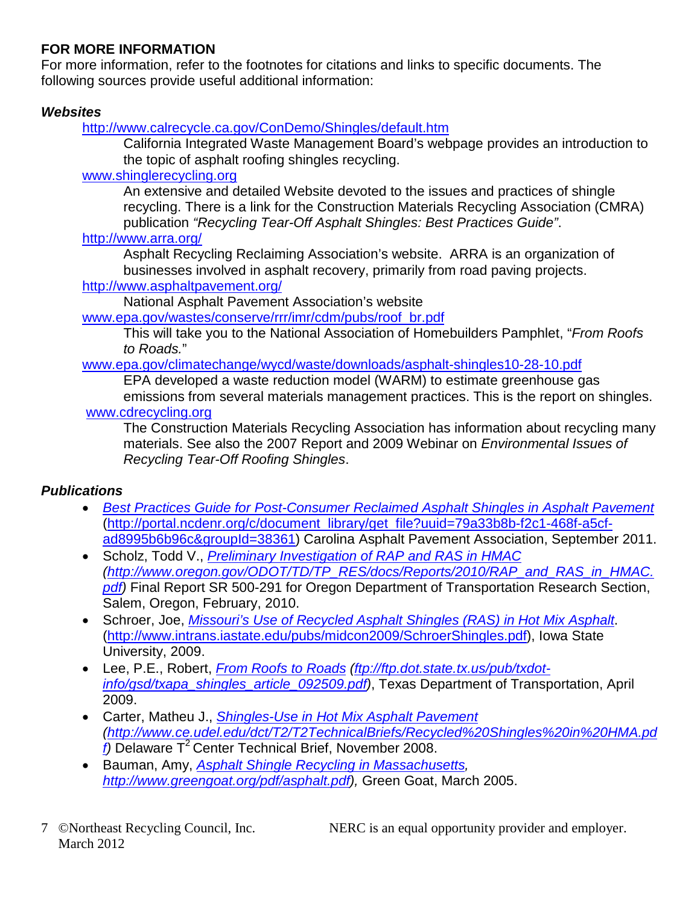## FOR MORE INFORMATION

For more information, refer to the footnotes for citations and links to specific documents. The following sources provide useful additional information:

### *Websites*

http://www.calrecycle.ca.gov/ConDemo/Shingles/default.htm

California Integrated Waste Management Board's webpage provides an introduction to the topic of asphalt roofing shingles recycling.

www.shinglerecycling.org

An extensive and detailed Website devoted to the issues and practices of shingle recycling. There is a link for the Construction Materials Recycling Association (CMRA) publication *"Recycling Tear-Off Asphalt Shingles: Best Practices Guide"*.

http://www.arra.org/

Asphalt Recycling Reclaiming Association's website. ARRA is an organization of businesses involved in asphalt recovery, primarily from road paving projects.

http://www.asphaltpavement.org/

National Asphalt Pavement Association's website

www.epa.gov/wastes/conserve/rrr/imr/cdm/pubs/roof_br.pdf

This will take you to the National Association of Homebuilders Pamphlet, "*From Roofs to Roads.*"

www.epa.gov/climatechange/wycd/waste/downloads/asphalt-shingles10-28-10.pdf

EPA developed a waste reduction model (WARM) to estimate greenhouse gas emissions from several materials management practices. This is the report on shingles.

www.cdrecycling.org

The Construction Materials Recycling Association has information about recycling many materials. See also the 2007 Report and 2009 Webinar on *Environmental Issues of Recycling Tear-Off Roofing Shingles*.

### *Publications*

- *Best Practices Guide for Post-Consumer Reclaimed Asphalt Shingles in Asphalt Pavement* (http://portal.ncdenr.org/c/document_library/get_file?uuid=79a33b8b-f2c1-468f-a5cf-ad8995b6b96c&groupId=38361) Carolina Asphalt Pavement Association, September 2011.
- Scholz, Todd V., *Preliminary Investigation of RAP and RAS in HMAC (http://www.oregon.gov/ODOT/TD/TP_RES/docs/Reports/2010/RAP_and_RAS_in_HMAC.pdf)* Final Report SR 500-291 for Oregon Department of Transportation Research Section, Salem, Oregon, February, 2010.
- Schroer, Joe, *Missouri's Use of Recycled Asphalt Shingles (RAS) in Hot Mix Asphalt*. (http://www.intrans.iastate.edu/pubs/midcon2009/SchroerShingles.pdf), Iowa State University, 2009.
- Lee, P.E., Robert, *From Roofs to Roads (ftp://ftp.dot.state.tx.us/pub/txdot-info/gsd/txapa_shingles_article_092509.pdf)*, Texas Department of Transportation, April 2009.
- Carter, Matheu J., *Shingles-Use in Hot Mix Asphalt Pavement (http://www.ce.udel.edu/dct/T2/T2TechnicalBriefs/Recycled%20Shingles%20in%20HMA.pdf)* Delaware $T^2$ Center Technical Brief, November 2008.
- Bauman, Amy, *Asphalt Shingle Recycling in Massachusetts, http://www.greengoat.org/pdf/asphalt.pdf),* Green Goat, March 2005.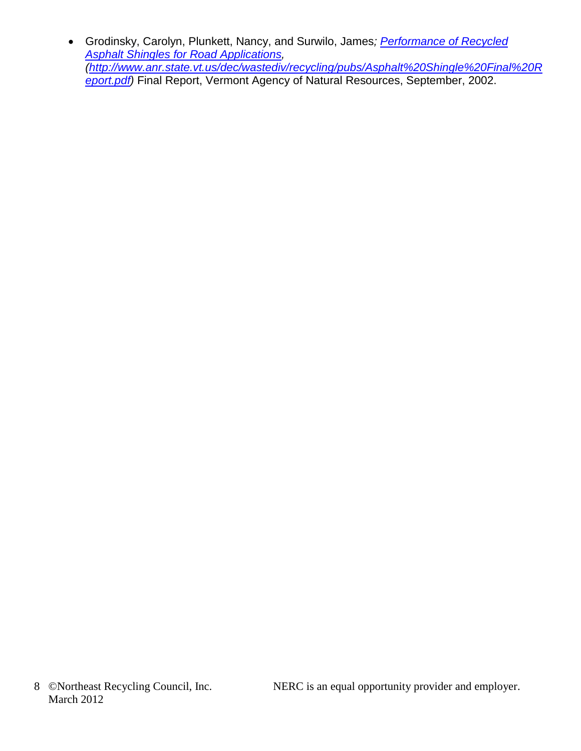- Grodinsky, Carolyn, Plunkett, Nancy, and Surwilo, James*; [Performance of Recycled Asphalt Shingles for Road Applications](http://www.anr.state.vt.us/dec/wastediv/recycling/pubs/Asphalt%20Shingle%20Final%20Report.pdf), ([http://www.anr.state.vt.us/dec/wastediv/recycling/pubs/Asphalt%20Shingle%20Final%20Report.pdf](http://www.anr.state.vt.us/dec/wastediv/recycling/pubs/Asphalt%20Shingle%20Final%20Report.pdf))* Final Report, Vermont Agency of Natural Resources, September, 2002.

©Northeast Recycling Council, Inc. March 2012

NERC is an equal opportunity provider and employer.